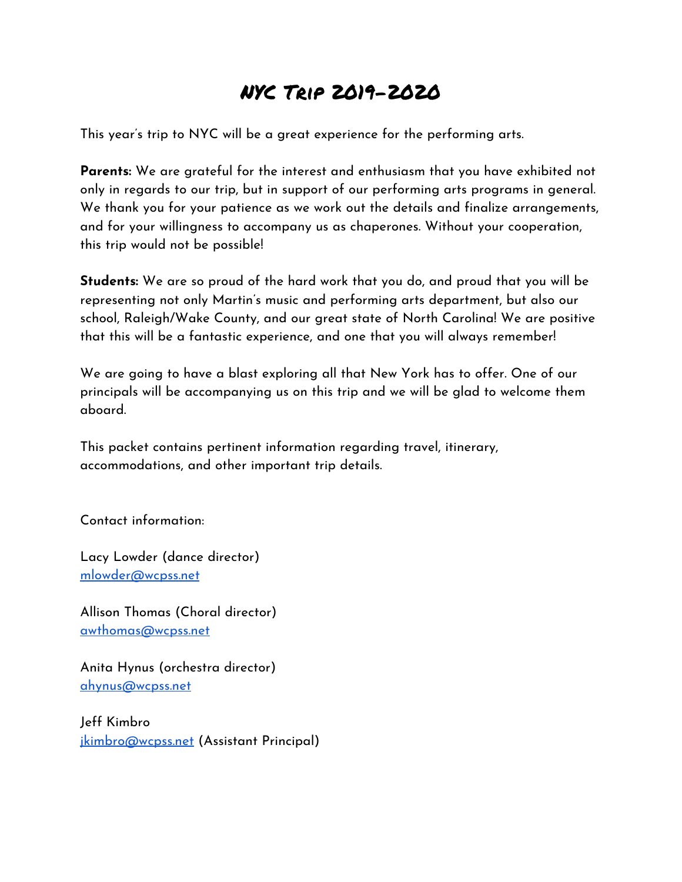# NYC Trip 2019-2020

This year's trip to NYC will be a great experience for the performing arts.

**Parents:** We are grateful for the interest and enthusiasm that you have exhibited not only in regards to our trip, but in support of our performing arts programs in general. We thank you for your patience as we work out the details and finalize arrangements, and for your willingness to accompany us as chaperones. Without your cooperation, this trip would not be possible!

**Students:** We are so proud of the hard work that you do, and proud that you will be representing not only Martin's music and performing arts department, but also our school, Raleigh/Wake County, and our great state of North Carolina! We are positive that this will be a fantastic experience, and one that you will always remember!

We are going to have a blast exploring all that New York has to offer. One of our principals will be accompanying us on this trip and we will be glad to welcome them aboard.

This packet contains pertinent information regarding travel, itinerary, accommodations, and other important trip details.

Contact information:

Lacy Lowder (dance director)
mlowder@wcpss.net

Allison Thomas (Choral director)
awthomas@wcpss.net

Anita Hynus (orchestra director)
ahynus@wcpss.net

Jeff Kimbro
jkimbro@wcpss.net (Assistant Principal)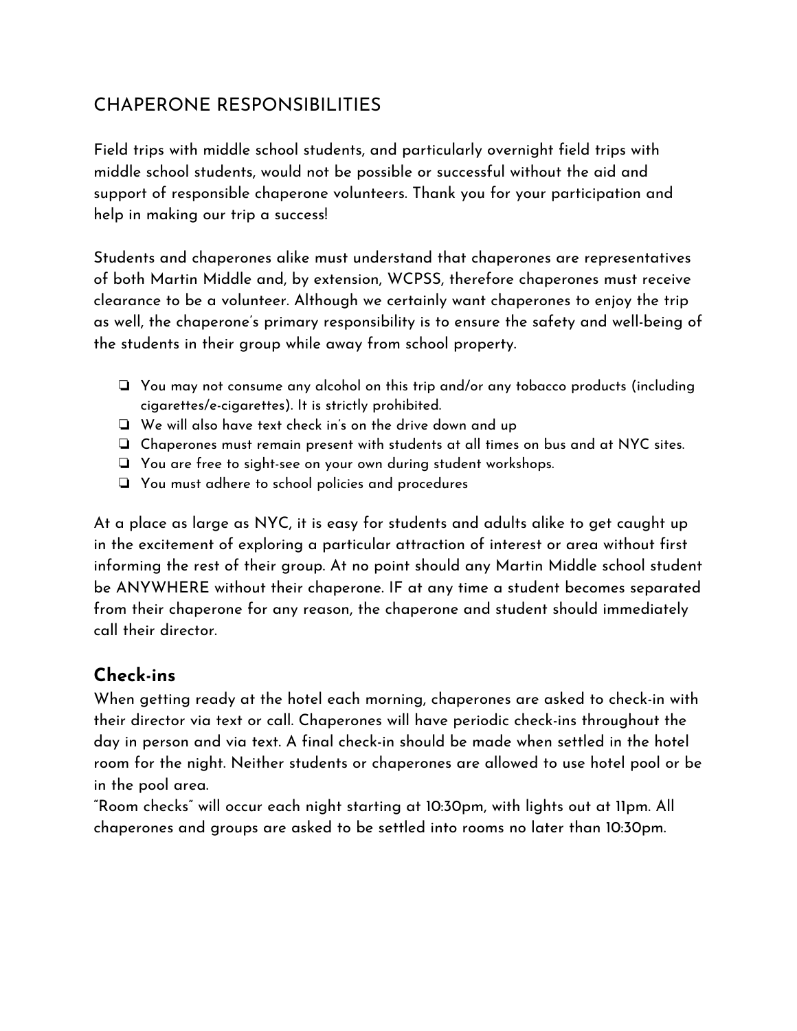## CHAPERONE RESPONSIBILITIES

Field trips with middle school students, and particularly overnight field trips with middle school students, would not be possible or successful without the aid and support of responsible chaperone volunteers. Thank you for your participation and help in making our trip a success!

Students and chaperones alike must understand that chaperones are representatives of both Martin Middle and, by extension, WCPSS, therefore chaperones must receive clearance to be a volunteer. Although we certainly want chaperones to enjoy the trip as well, the chaperone's primary responsibility is to ensure the safety and well-being of the students in their group while away from school property.

- You may not consume any alcohol on this trip and/or any tobacco products (including cigarettes/e-cigarettes). It is strictly prohibited.
- We will also have text check in's on the drive down and up
- Chaperones must remain present with students at all times on bus and at NYC sites.
- You are free to sight-see on your own during student workshops.
- You must adhere to school policies and procedures

At a place as large as NYC, it is easy for students and adults alike to get caught up in the excitement of exploring a particular attraction of interest or area without first informing the rest of their group. At no point should any Martin Middle school student be ANYWHERE without their chaperone. IF at any time a student becomes separated from their chaperone for any reason, the chaperone and student should immediately call their director.

### Check-ins

When getting ready at the hotel each morning, chaperones are asked to check-in with their director via text or call. Chaperones will have periodic check-ins throughout the day in person and via text. A final check-in should be made when settled in the hotel room for the night. Neither students or chaperones are allowed to use hotel pool or be in the pool area.

"Room checks" will occur each night starting at 10:30pm, with lights out at 11pm. All chaperones and groups are asked to be settled into rooms no later than 10:30pm.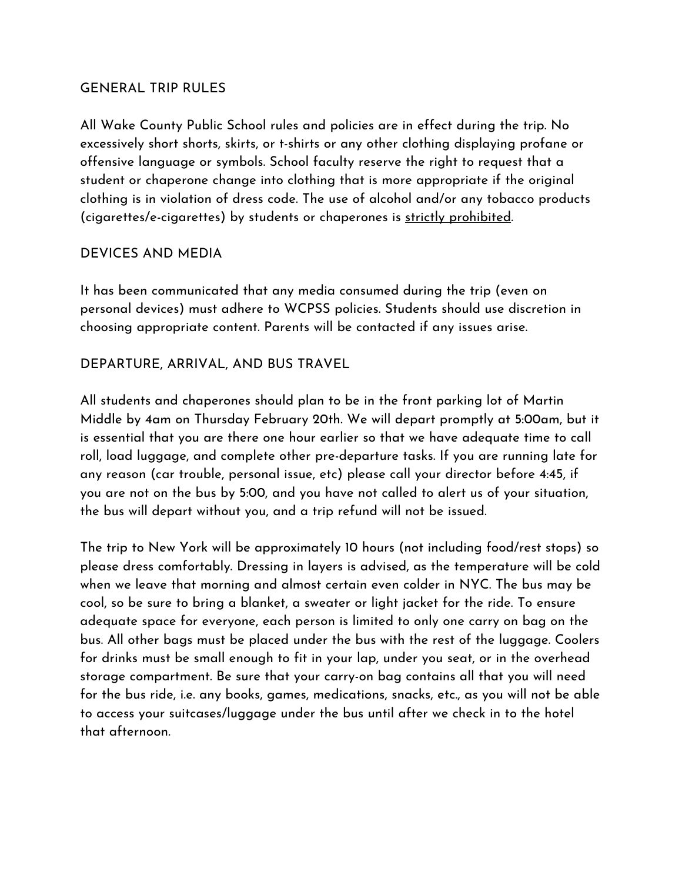## GENERAL TRIP RULES

All Wake County Public School rules and policies are in effect during the trip. No excessively short shorts, skirts, or t-shirts or any other clothing displaying profane or offensive language or symbols. School faculty reserve the right to request that a student or chaperone change into clothing that is more appropriate if the original clothing is in violation of dress code. The use of alcohol and/or any tobacco products (cigarettes/e-cigarettes) by students or chaperones is <u>strictly prohibited</u>.

## DEVICES AND MEDIA

It has been communicated that any media consumed during the trip (even on personal devices) must adhere to WCPSS policies. Students should use discretion in choosing appropriate content. Parents will be contacted if any issues arise.

## DEPARTURE, ARRIVAL, AND BUS TRAVEL

All students and chaperones should plan to be in the front parking lot of Martin Middle by 4am on Thursday February 20th. We will depart promptly at 5:00am, but it is essential that you are there one hour earlier so that we have adequate time to call roll, load luggage, and complete other pre-departure tasks. If you are running late for any reason (car trouble, personal issue, etc) please call your director before 4:45, if you are not on the bus by 5:00, and you have not called to alert us of your situation, the bus will depart without you, and a trip refund will not be issued.

The trip to New York will be approximately 10 hours (not including food/rest stops) so please dress comfortably. Dressing in layers is advised, as the temperature will be cold when we leave that morning and almost certain even colder in NYC. The bus may be cool, so be sure to bring a blanket, a sweater or light jacket for the ride. To ensure adequate space for everyone, each person is limited to only one carry on bag on the bus. All other bags must be placed under the bus with the rest of the luggage. Coolers for drinks must be small enough to fit in your lap, under you seat, or in the overhead storage compartment. Be sure that your carry-on bag contains all that you will need for the bus ride, i.e. any books, games, medications, snacks, etc., as you will not be able to access your suitcases/luggage under the bus until after we check in to the hotel that afternoon.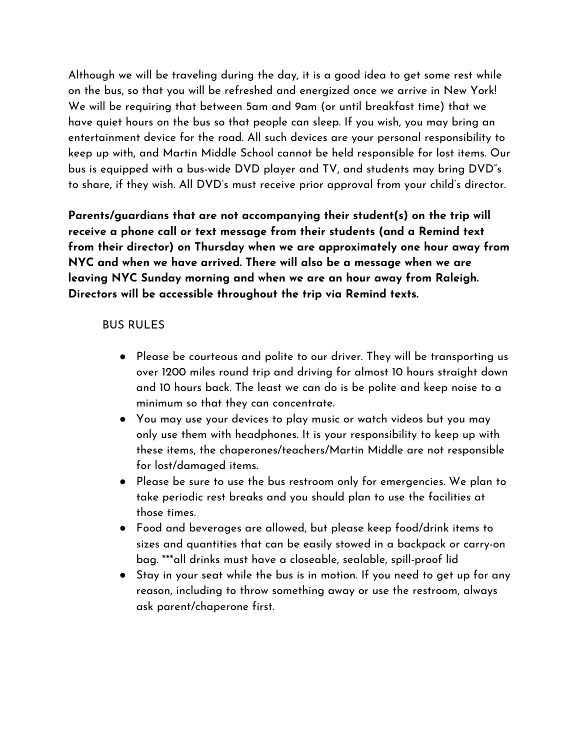Although we will be traveling during the day, it is a good idea to get some rest while on the bus, so that you will be refreshed and energized once we arrive in New York! We will be requiring that between 5am and 9am (or until breakfast time) that we have quiet hours on the bus so that people can sleep. If you wish, you may bring an entertainment device for the road. All such devices are your personal responsibility to keep up with, and Martin Middle School cannot be held responsible for lost items. Our bus is equipped with a bus-wide DVD player and TV, and students may bring DVD"s to share, if they wish. All DVD's must receive prior approval from your child's director.

**Parents/guardians that are not accompanying their student(s) on the trip will receive a phone call or text message from their students (and a Remind text from their director) on Thursday when we are approximately one hour away from NYC and when we have arrived. There will also be a message when we are leaving NYC Sunday morning and when we are an hour away from Raleigh. Directors will be accessible throughout the trip via Remind texts.**

## BUS RULES

- Please be courteous and polite to our driver. They will be transporting us over 1200 miles round trip and driving for almost 10 hours straight down and 10 hours back. The least we can do is be polite and keep noise to a minimum so that they can concentrate.
- You may use your devices to play music or watch videos but you may only use them with headphones. It is your responsibility to keep up with these items, the chaperones/teachers/Martin Middle are not responsible for lost/damaged items.
- Please be sure to use the bus restroom only for emergencies. We plan to take periodic rest breaks and you should plan to use the facilities at those times.
- Food and beverages are allowed, but please keep food/drink items to sizes and quantities that can be easily stowed in a backpack or carry-on bag. ***all drinks must have a closeable, sealable, spill-proof lid
- Stay in your seat while the bus is in motion. If you need to get up for any reason, including to throw something away or use the restroom, always ask parent/chaperone first.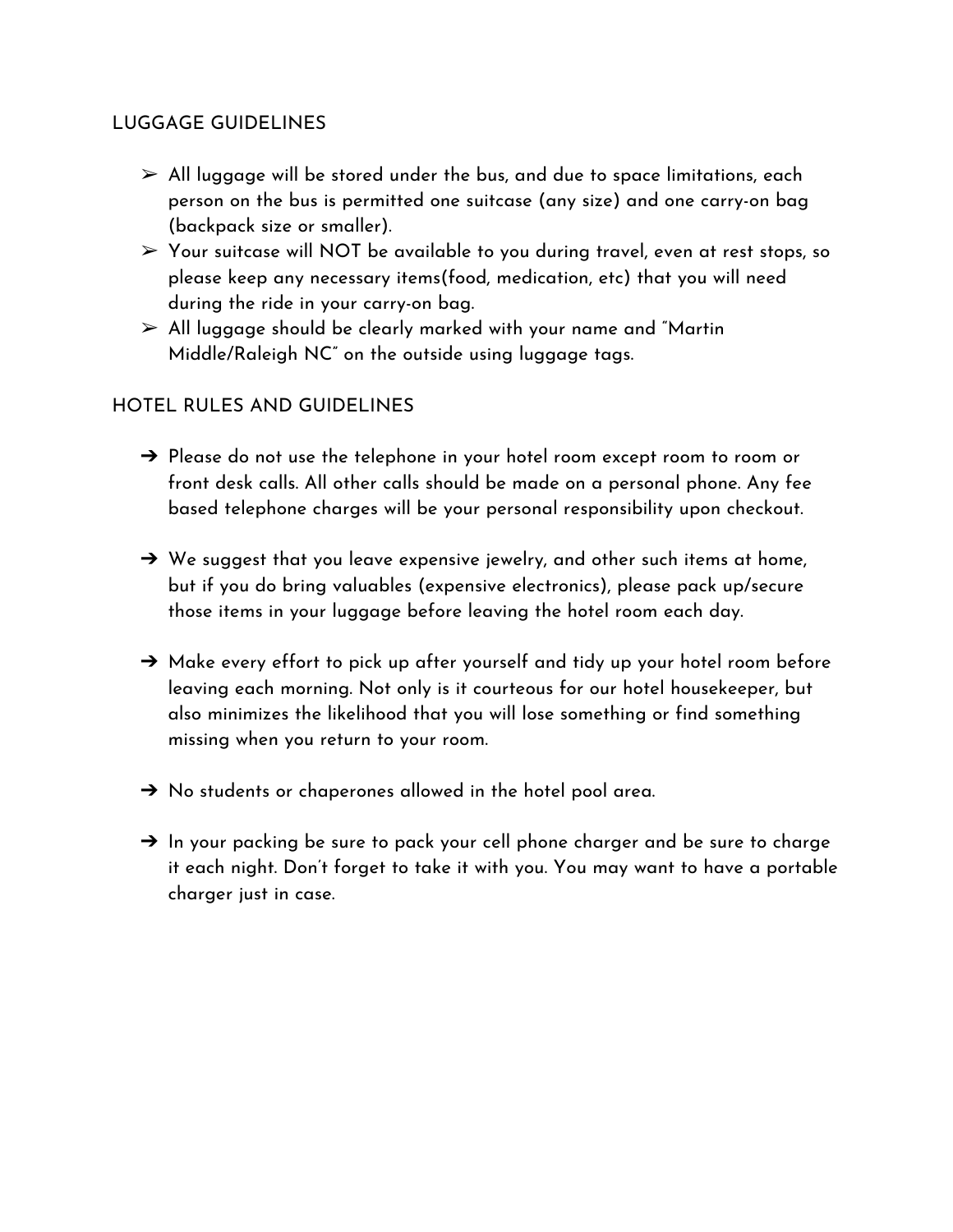## LUGGAGE GUIDELINES

- All luggage will be stored under the bus, and due to space limitations, each person on the bus is permitted one suitcase (any size) and one carry-on bag (backpack size or smaller).
- Your suitcase will NOT be available to you during travel, even at rest stops, so please keep any necessary items(food, medication, etc) that you will need during the ride in your carry-on bag.
- All luggage should be clearly marked with your name and "Martin Middle/Raleigh NC" on the outside using luggage tags.

## HOTEL RULES AND GUIDELINES

- Please do not use the telephone in your hotel room except room to room or front desk calls. All other calls should be made on a personal phone. Any fee based telephone charges will be your personal responsibility upon checkout.

- We suggest that you leave expensive jewelry, and other such items at home, but if you do bring valuables (expensive electronics), please pack up/secure those items in your luggage before leaving the hotel room each day.

- Make every effort to pick up after yourself and tidy up your hotel room before leaving each morning. Not only is it courteous for our hotel housekeeper, but also minimizes the likelihood that you will lose something or find something missing when you return to your room.

- No students or chaperones allowed in the hotel pool area.

- In your packing be sure to pack your cell phone charger and be sure to charge it each night. Don't forget to take it with you. You may want to have a portable charger just in case.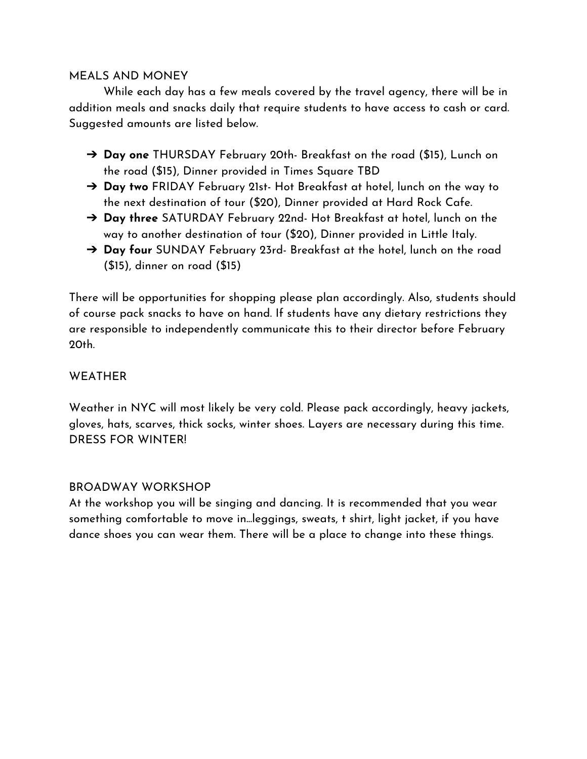## MEALS AND MONEY

While each day has a few meals covered by the travel agency, there will be in addition meals and snacks daily that require students to have access to cash or card. Suggested amounts are listed below.

- **Day one** THURSDAY February 20th- Breakfast on the road ($15), Lunch on the road ($15), Dinner provided in Times Square TBD
- **Day two** FRIDAY February 21st- Hot Breakfast at hotel, lunch on the way to the next destination of tour ($20), Dinner provided at Hard Rock Cafe.
- **Day three** SATURDAY February 22nd- Hot Breakfast at hotel, lunch on the way to another destination of tour ($20), Dinner provided in Little Italy.
- **Day four** SUNDAY February 23rd- Breakfast at the hotel, lunch on the road ($15), dinner on road ($15)

There will be opportunities for shopping please plan accordingly. Also, students should of course pack snacks to have on hand. If students have any dietary restrictions they are responsible to independently communicate this to their director before February 20th.

## WEATHER

Weather in NYC will most likely be very cold. Please pack accordingly, heavy jackets, gloves, hats, scarves, thick socks, winter shoes. Layers are necessary during this time. DRESS FOR WINTER!

## BROADWAY WORKSHOP

At the workshop you will be singing and dancing. It is recommended that you wear something comfortable to move in…leggings, sweats, t shirt, light jacket, if you have dance shoes you can wear them. There will be a place to change into these things.